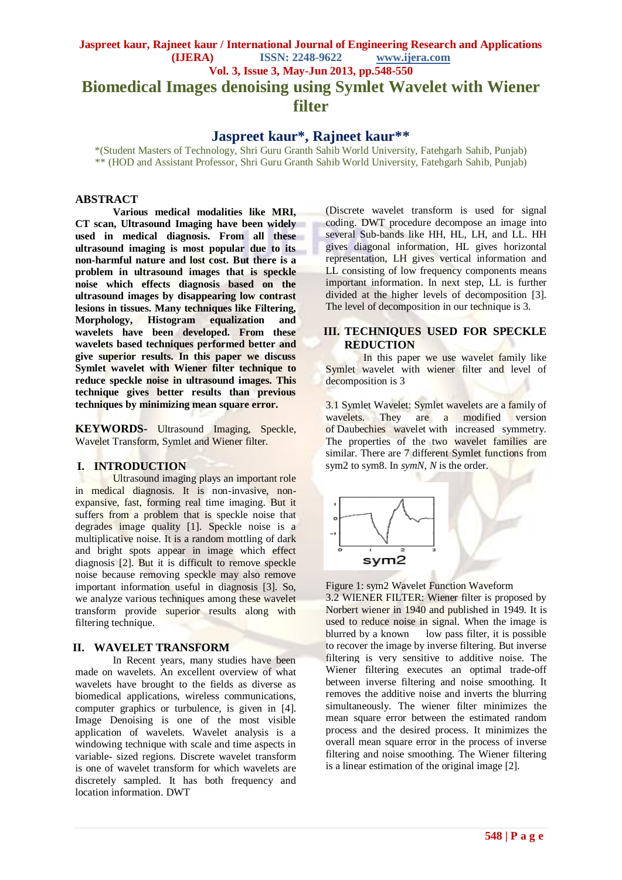# Biomedical Images denoising using Symlet Wavelet with Wiener filter

## Jaspreet kaur*, Rajneet kaur**

*(Student Masters of Technology, Shri Guru Granth Sahib World University, Fatehgarh Sahib, Punjab)
** (HOD and Assistant Professor, Shri Guru Granth Sahib World University, Fatehgarh Sahib, Punjab)

## ABSTRACT

**Various medical modalities like MRI, CT scan, Ultrasound Imaging have been widely used in medical diagnosis. From all these ultrasound imaging is most popular due to its non-harmful nature and lost cost. But there is a problem in ultrasound images that is speckle noise which effects diagnosis based on the ultrasound images by disappearing low contrast lesions in tissues. Many techniques like Filtering, Morphology, Histogram equalization and wavelets have been developed. From these wavelets based techniques performed better and give superior results. In this paper we discuss Symlet wavelet with Wiener filter technique to reduce speckle noise in ultrasound images. This technique gives better results than previous techniques by minimizing mean square error.**

**KEYWORDS-** Ultrasound Imaging, Speckle, Wavelet Transform, Symlet and Wiener filter.

## I. INTRODUCTION

Ultrasound imaging plays an important role in medical diagnosis. It is non-invasive, non-expansive, fast, forming real time imaging. But it suffers from a problem that is speckle noise that degrades image quality [1]. Speckle noise is a multiplicative noise. It is a random mottling of dark and bright spots appear in image which effect diagnosis [2]. But it is difficult to remove speckle noise because removing speckle may also remove important information useful in diagnosis [3]. So, we analyze various techniques among these wavelet transform provide superior results along with filtering technique.

## II. WAVELET TRANSFORM

In Recent years, many studies have been made on wavelets. An excellent overview of what wavelets have brought to the fields as diverse as biomedical applications, wireless communications, computer graphics or turbulence, is given in [4]. Image Denoising is one of the most visible application of wavelets. Wavelet analysis is a windowing technique with scale and time aspects in variable- sized regions. Discrete wavelet transform is one of wavelet transform for which wavelets are discretely sampled. It has both frequency and location information. DWT (Discrete wavelet transform is used for signal coding. DWT procedure decompose an image into several Sub-bands like HH, HL, LH, and LL. HH gives diagonal information, HL gives horizontal representation, LH gives vertical information and LL consisting of low frequency components means important information. In next step, LL is further divided at the higher levels of decomposition [3]. The level of decomposition in our technique is 3.

## III. TECHNIQUES USED FOR SPECKLE REDUCTION

In this paper we use wavelet family like Symlet wavelet with wiener filter and level of decomposition is 3

3.1 Symlet Wavelet: Symlet wavelets are a family of wavelets. They are a modified version of Daubechies wavelet with increased symmetry. The properties of the two wavelet families are similar. There are 7 different Symlet functions from sym2 to sym8. In *symN*, *N* is the order.

Figure 1: sym2 Wavelet Function Waveform

3.2 WIENER FILTER: Wiener filter is proposed by Norbert wiener in 1940 and published in 1949. It is used to reduce noise in signal. When the image is blurred by a known low pass filter, it is possible to recover the image by inverse filtering. But inverse filtering is very sensitive to additive noise. The Wiener filtering executes an optimal trade-off between inverse filtering and noise smoothing. It removes the additive noise and inverts the blurring simultaneously. The wiener filter minimizes the mean square error between the estimated random process and the desired process. It minimizes the overall mean square error in the process of inverse filtering and noise smoothing. The Wiener filtering is a linear estimation of the original image [2].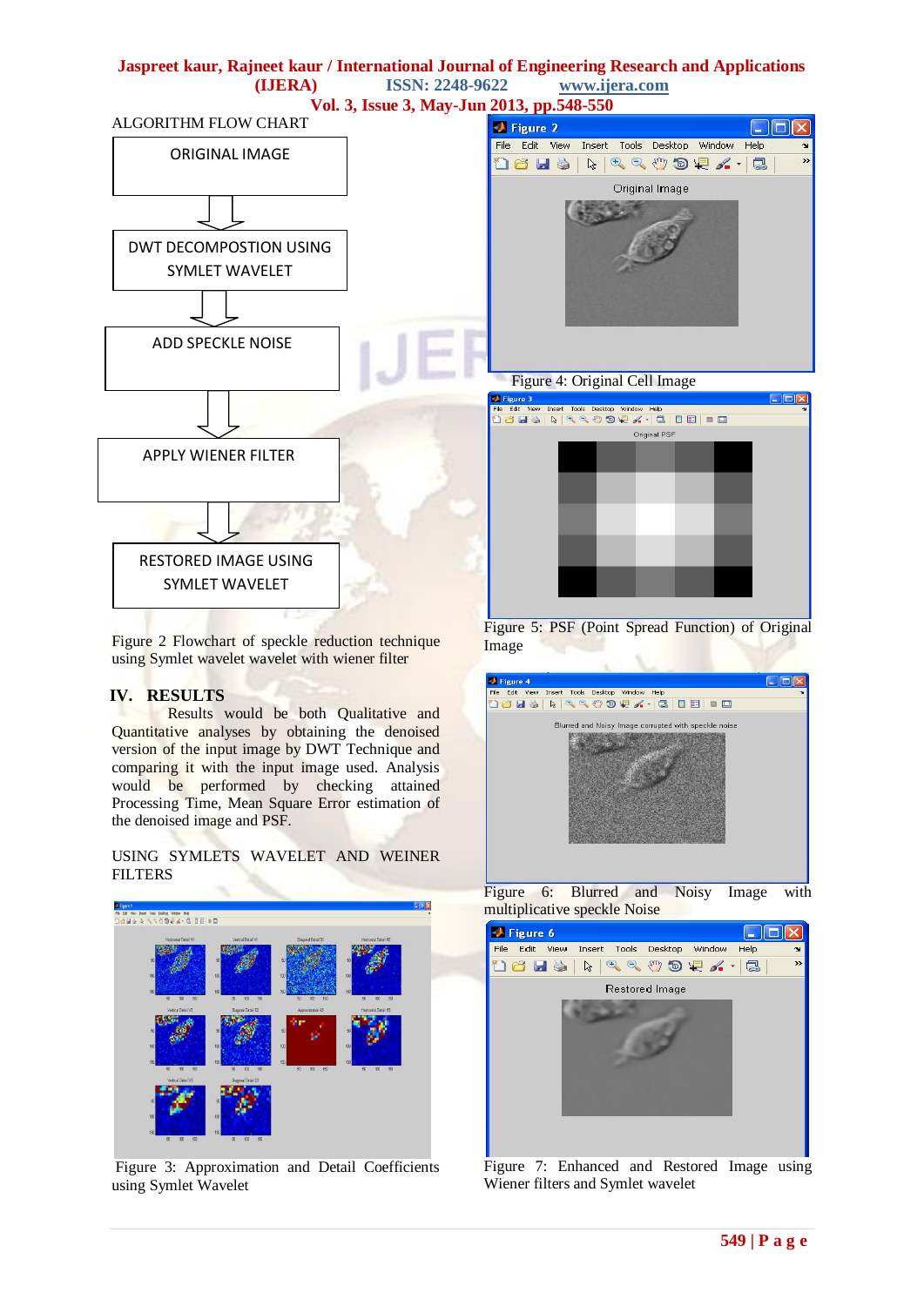ALGORITHM FLOW CHART

ORIGINAL IMAGE

DWT DECOMPOSTION USING SYMLET WAVELET

ADD SPECKLE NOISE

APPLY WIENER FILTER

RESTORED IMAGE USING SYMLET WAVELET

Figure 2 Flowchart of speckle reduction technique using Symlet wavelet wavelet with wiener filter

## IV. RESULTS

Results would be both Qualitative and Quantitative analyses by obtaining the denoised version of the input image by DWT Technique and comparing it with the input image used. Analysis would be performed by checking attained Processing Time, Mean Square Error estimation of the denoised image and PSF.

USING SYMLETS WAVELET AND WEINER FILTERS

Figure 3: Approximation and Detail Coefficients using Symlet Wavelet

Figure 4: Original Cell Image

Figure 5: PSF (Point Spread Function) of Original Image

Figure 6: Blurred and Noisy Image with multiplicative speckle Noise

Figure 7: Enhanced and Restored Image using Wiener filters and Symlet wavelet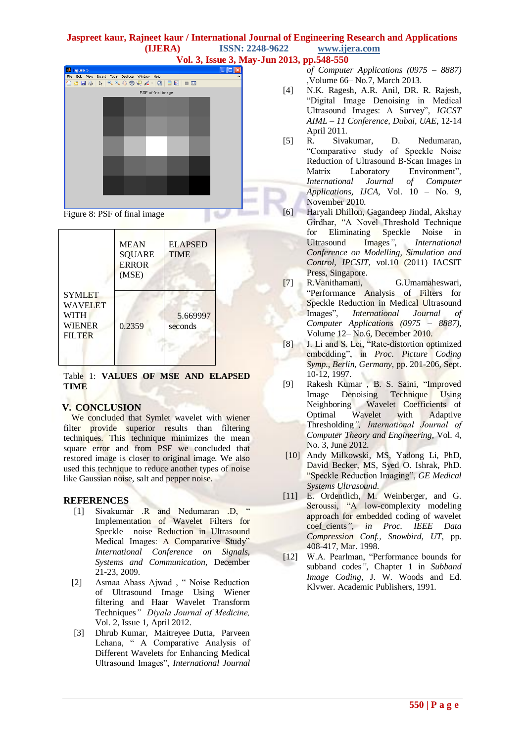Figure 8: PSF of final image

| | MEAN SQUARE ERROR (MSE) | ELAPSED TIME |
|---|---|---|
| SYMLET WAVELET WITH WIENER FILTER | 0.2359 | 5.669997 seconds |

Table 1: **VALUES OF MSE AND ELAPSED TIME**

## V. CONCLUSION

We concluded that Symlet wavelet with wiener filter provide superior results than filtering techniques. This technique minimizes the mean square error and from PSF we concluded that restored image is closer to original image. We also used this technique to reduce another types of noise like Gaussian noise, salt and pepper noise.

## REFERENCES

[1] Sivakumar .R and Nedumaran .D, " Implementation of Wavelet Filters for Speckle noise Reduction in Ultrasound Medical Images: A Comparative Study" *International Conference on Signals, Systems and Communication*, December 21-23, 2009.

[2] Asmaa Abass Ajwad , " Noise Reduction of Ultrasound Image Using Wiener filtering and Haar Wavelet Transform Techniques" *Diyala Journal of Medicine,* Vol. 2, Issue 1, April 2012.

[3] Dhrub Kumar, Maitreyee Dutta, Parveen Lehana, " A Comparative Analysis of Different Wavelets for Enhancing Medical Ultrasound Images", *International Journal of Computer Applications (0975 – 8887)* ,Volume 66– No.7, March 2013.

[4] N.K. Ragesh, A.R. Anil, DR. R. Rajesh, "Digital Image Denoising in Medical Ultrasound Images: A Survey", *IGCST AIML – 11 Conference, Dubai, UAE*, 12-14 April 2011.

[5] R. Sivakumar, D. Nedumaran, "Comparative study of Speckle Noise Reduction of Ultrasound B-Scan Images in Matrix Laboratory Environment", *International Journal of Computer Applications, IJCA,* Vol. 10 – No. 9, November 2010.

[6] Haryali Dhillon, Gagandeep Jindal, Akshay Girdhar, "A Novel Threshold Technique for Eliminating Speckle Noise in Ultrasound Images", *International Conference on Modelling, Simulation and Control, IPCSIT,* vol.10 (2011) IACSIT Press, Singapore.

[7] R.Vanithamani, G.Umamaheswari, "Performance Analysis of Filters for Speckle Reduction in Medical Ultrasound Images", *International Journal of Computer Applications (0975 – 8887),* Volume 12– No.6, December 2010.

[8] J. Li and S. Lei, "Rate-distortion optimized embedding", in *Proc. Picture Coding Symp., Berlin, Germany*, pp. 201-206, Sept. 10-12, 1997.

[9] Rakesh Kumar , B. S. Saini, "Improved Image Denoising Technique Using Neighboring Wavelet Coefficients of Optimal Wavelet with Adaptive Thresholding", *International Journal of Computer Theory and Engineering,* Vol. 4, No. 3, June 2012.

[10] Andy Milkowski, MS, Yadong Li, PhD, David Becker, MS, Syed O. Ishrak, PhD. "Speckle Reduction Imaging", *GE Medical Systems Ultrasound.*

[11] E. Ordentlich, M. Weinberger, and G. Seroussi, "A low-complexity modeling approach for embedded coding of wavelet coef_cients", *in Proc. IEEE Data Compression Conf., Snowbird, UT,* pp. 408-417, Mar. 1998.

[12] W.A. Pearlman, "Performance bounds for subband codes", Chapter 1 in *Subband Image Coding*, J. W. Woods and Ed. Klvwer. Academic Publishers, 1991.